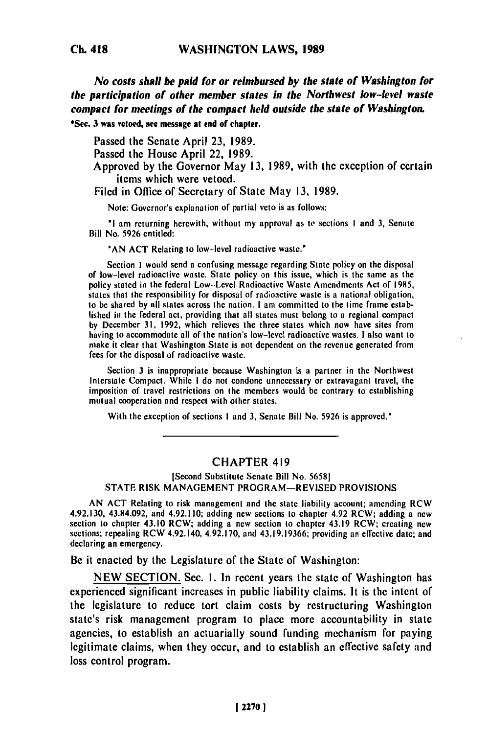*No costs shall be paid for or reimbursed by the state of Washington for the participation of other member states in the Northwest low-level waste compact for meetings of the compact held outside the state of Washington.*

*Sec. 3 was vetoed, see message at end of chapter.

Passed the Senate April 23, 1989.
Passed the House April 22, 1989.
Approved by the Governor May 13, 1989, with the exception of certain items which were vetoed.
Filed in Office of Secretary of State May 13, 1989.

Note: Governor's explanation of partial veto is as follows:

"I am returning herewith, without my approval as to sections 1 and 3, Senate Bill No. 5926 entitled:

"AN ACT Relating to low-level radioactive waste."

Section 1 would send a confusing message regarding State policy on the disposal of low-level radioactive waste. State policy on this issue, which is the same as the policy stated in the federal Low-Level Radioactive Waste Amendments Act of 1985, states that the responsibility for disposal of radioactive waste is a national obligation, to be shared by all states across the nation. I am committed to the time frame established in the federal act, providing that all states must belong to a regional compact by December 31, 1992, which relieves the three states which now have sites from having to accommodate all of the nation's low-level radioactive wastes. I also want to make it clear that Washington State is not dependent on the revenue generated from fees for the disposal of radioactive waste.

Section 3 is inappropriate because Washington is a partner in the Northwest Interstate Compact. While I do not condone unnecessary or extravagant travel, the imposition of travel restrictions on the members would be contrary to establishing mutual cooperation and respect with other states.

With the exception of sections 1 and 3, Senate Bill No. 5926 is approved."

---

## CHAPTER 419

[Second Substitute Senate Bill No. 5658]
STATE RISK MANAGEMENT PROGRAM—REVISED PROVISIONS

AN ACT Relating to risk management and the state liability account; amending RCW 4.92.130, 43.84.092, and 4.92.110; adding new sections to chapter 4.92 RCW; adding a new section to chapter 43.10 RCW; adding a new section to chapter 43.19 RCW; creating new sections; repealing RCW 4.92.140, 4.92.170, and 43.19.19366; providing an effective date; and declaring an emergency.

Be it enacted by the Legislature of the State of Washington:

NEW SECTION. Sec. 1. In recent years the state of Washington has experienced significant increases in public liability claims. It is the intent of the legislature to reduce tort claim costs by restructuring Washington state's risk management program to place more accountability in state agencies, to establish an actuarially sound funding mechanism for paying legitimate claims, when they occur, and to establish an effective safety and loss control program.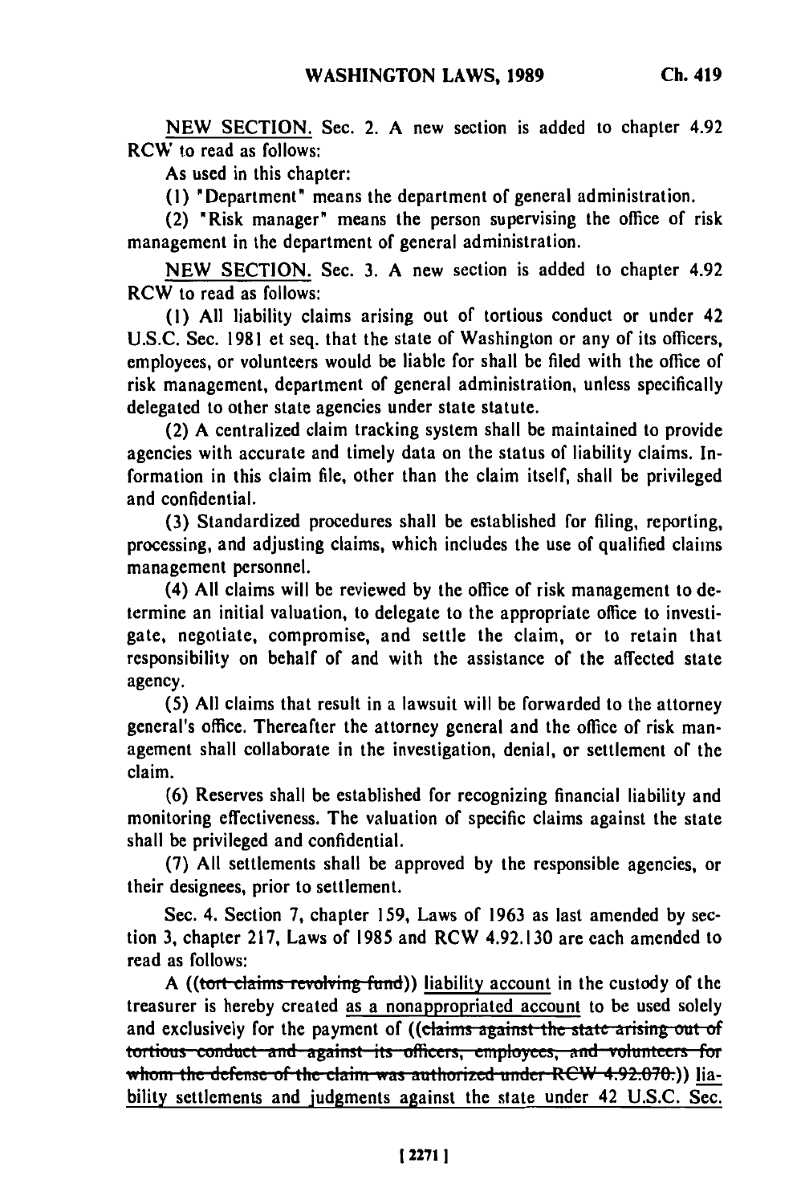NEW SECTION. Sec. 2. A new section is added to chapter 4.92 RCW to read as follows:

As used in this chapter:

(1) "Department" means the department of general administration.

(2) "Risk manager" means the person supervising the office of risk management in the department of general administration.

NEW SECTION. Sec. 3. A new section is added to chapter 4.92 RCW to read as follows:

(1) All liability claims arising out of tortious conduct or under 42 U.S.C. Sec. 1981 et seq. that the state of Washington or any of its officers, employees, or volunteers would be liable for shall be filed with the office of risk management, department of general administration, unless specifically delegated to other state agencies under state statute.

(2) A centralized claim tracking system shall be maintained to provide agencies with accurate and timely data on the status of liability claims. Information in this claim file, other than the claim itself, shall be privileged and confidential.

(3) Standardized procedures shall be established for filing, reporting, processing, and adjusting claims, which includes the use of qualified claims management personnel.

(4) All claims will be reviewed by the office of risk management to determine an initial valuation, to delegate to the appropriate office to investigate, negotiate, compromise, and settle the claim, or to retain that responsibility on behalf of and with the assistance of the affected state agency.

(5) All claims that result in a lawsuit will be forwarded to the attorney general's office. Thereafter the attorney general and the office of risk management shall collaborate in the investigation, denial, or settlement of the claim.

(6) Reserves shall be established for recognizing financial liability and monitoring effectiveness. The valuation of specific claims against the state shall be privileged and confidential.

(7) All settlements shall be approved by the responsible agencies, or their designees, prior to settlement.

Sec. 4. Section 7, chapter 159, Laws of 1963 as last amended by section 3, chapter 217, Laws of 1985 and RCW 4.92.130 are each amended to read as follows:

A ((~~tort claims revolving fund~~)) liability account in the custody of the treasurer is hereby created as a nonappropriated account to be used solely and exclusively for the payment of ((~~claims against the state arising out of tortious conduct and against its officers, employees, and volunteers for whom the defense of the claim was authorized under RCW 4.92.070.~~)) liability settlements and judgments against the state under 42 U.S.C. Sec.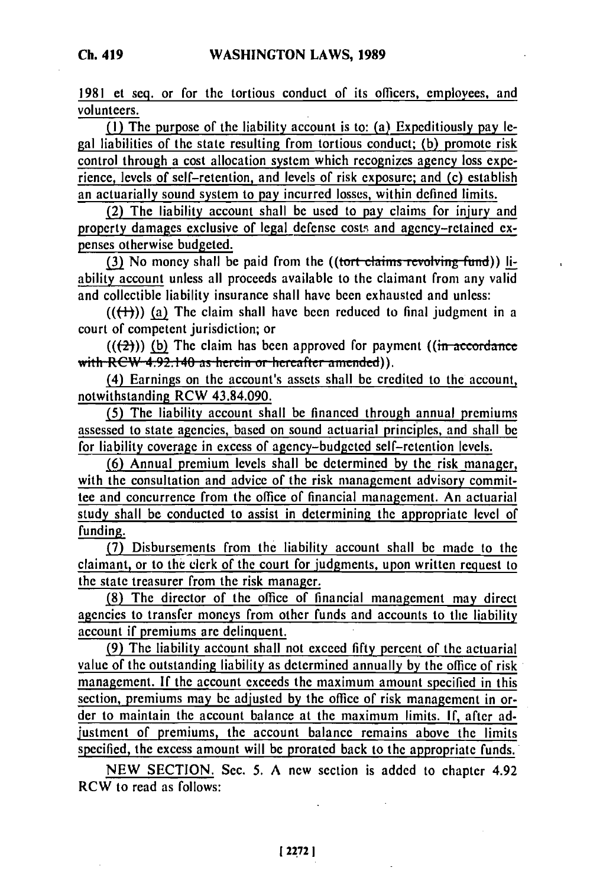1981 et seq. or for the tortious conduct of its officers, employees, and volunteers.

(1) The purpose of the liability account is to: (a) Expeditiously pay legal liabilities of the state resulting from tortious conduct; (b) promote risk control through a cost allocation system which recognizes agency loss experience, levels of self-retention, and levels of risk exposure; and (c) establish an actuarially sound system to pay incurred losses, within defined limits.

(2) The liability account shall be used to pay claims for injury and property damages exclusive of legal defense costs and agency-retained expenses otherwise budgeted.

(3) No money shall be paid from the ((~~tort claims revolving fund~~)) liability account unless all proceeds available to the claimant from any valid and collectible liability insurance shall have been exhausted and unless:

((~~(1)~~)) (a) The claim shall have been reduced to final judgment in a court of competent jurisdiction; or

((~~(2)~~)) (b) The claim has been approved for payment ((~~in accordance with RCW 4.92.140 as herein or hereafter amended~~)).

(4) Earnings on the account's assets shall be credited to the account, notwithstanding RCW 43.84.090.

(5) The liability account shall be financed through annual premiums assessed to state agencies, based on sound actuarial principles, and shall be for liability coverage in excess of agency-budgeted self-retention levels.

(6) Annual premium levels shall be determined by the risk manager, with the consultation and advice of the risk management advisory committee and concurrence from the office of financial management. An actuarial study shall be conducted to assist in determining the appropriate level of funding.

(7) Disbursements from the liability account shall be made to the claimant, or to the clerk of the court for judgments, upon written request to the state treasurer from the risk manager.

(8) The director of the office of financial management may direct agencies to transfer moneys from other funds and accounts to the liability account if premiums are delinquent.

(9) The liability account shall not exceed fifty percent of the actuarial value of the outstanding liability as determined annually by the office of risk management. If the account exceeds the maximum amount specified in this section, premiums may be adjusted by the office of risk management in order to maintain the account balance at the maximum limits. If, after adjustment of premiums, the account balance remains above the limits specified, the excess amount will be prorated back to the appropriate funds.

NEW SECTION. Sec. 5. A new section is added to chapter 4.92 RCW to read as follows: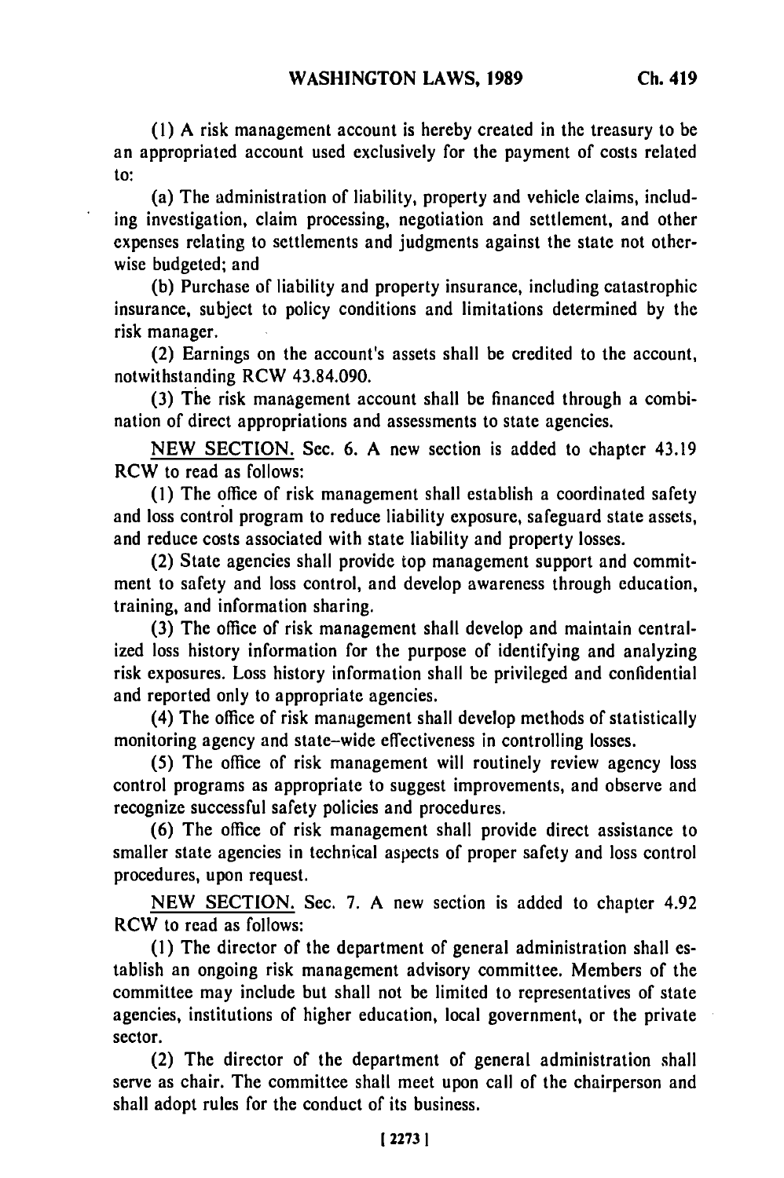(1) A risk management account is hereby created in the treasury to be an appropriated account used exclusively for the payment of costs related to:

(a) The administration of liability, property and vehicle claims, including investigation, claim processing, negotiation and settlement, and other expenses relating to settlements and judgments against the state not otherwise budgeted; and

(b) Purchase of liability and property insurance, including catastrophic insurance, subject to policy conditions and limitations determined by the risk manager.

(2) Earnings on the account's assets shall be credited to the account, notwithstanding RCW 43.84.090.

(3) The risk management account shall be financed through a combination of direct appropriations and assessments to state agencies.

NEW SECTION. Sec. 6. A new section is added to chapter 43.19 RCW to read as follows:

(1) The office of risk management shall establish a coordinated safety and loss control program to reduce liability exposure, safeguard state assets, and reduce costs associated with state liability and property losses.

(2) State agencies shall provide top management support and commitment to safety and loss control, and develop awareness through education, training, and information sharing.

(3) The office of risk management shall develop and maintain centralized loss history information for the purpose of identifying and analyzing risk exposures. Loss history information shall be privileged and confidential and reported only to appropriate agencies.

(4) The office of risk management shall develop methods of statistically monitoring agency and state-wide effectiveness in controlling losses.

(5) The office of risk management will routinely review agency loss control programs as appropriate to suggest improvements, and observe and recognize successful safety policies and procedures.

(6) The office of risk management shall provide direct assistance to smaller state agencies in technical aspects of proper safety and loss control procedures, upon request.

NEW SECTION. Sec. 7. A new section is added to chapter 4.92 RCW to read as follows:

(1) The director of the department of general administration shall establish an ongoing risk management advisory committee. Members of the committee may include but shall not be limited to representatives of state agencies, institutions of higher education, local government, or the private sector.

(2) The director of the department of general administration shall serve as chair. The committee shall meet upon call of the chairperson and shall adopt rules for the conduct of its business.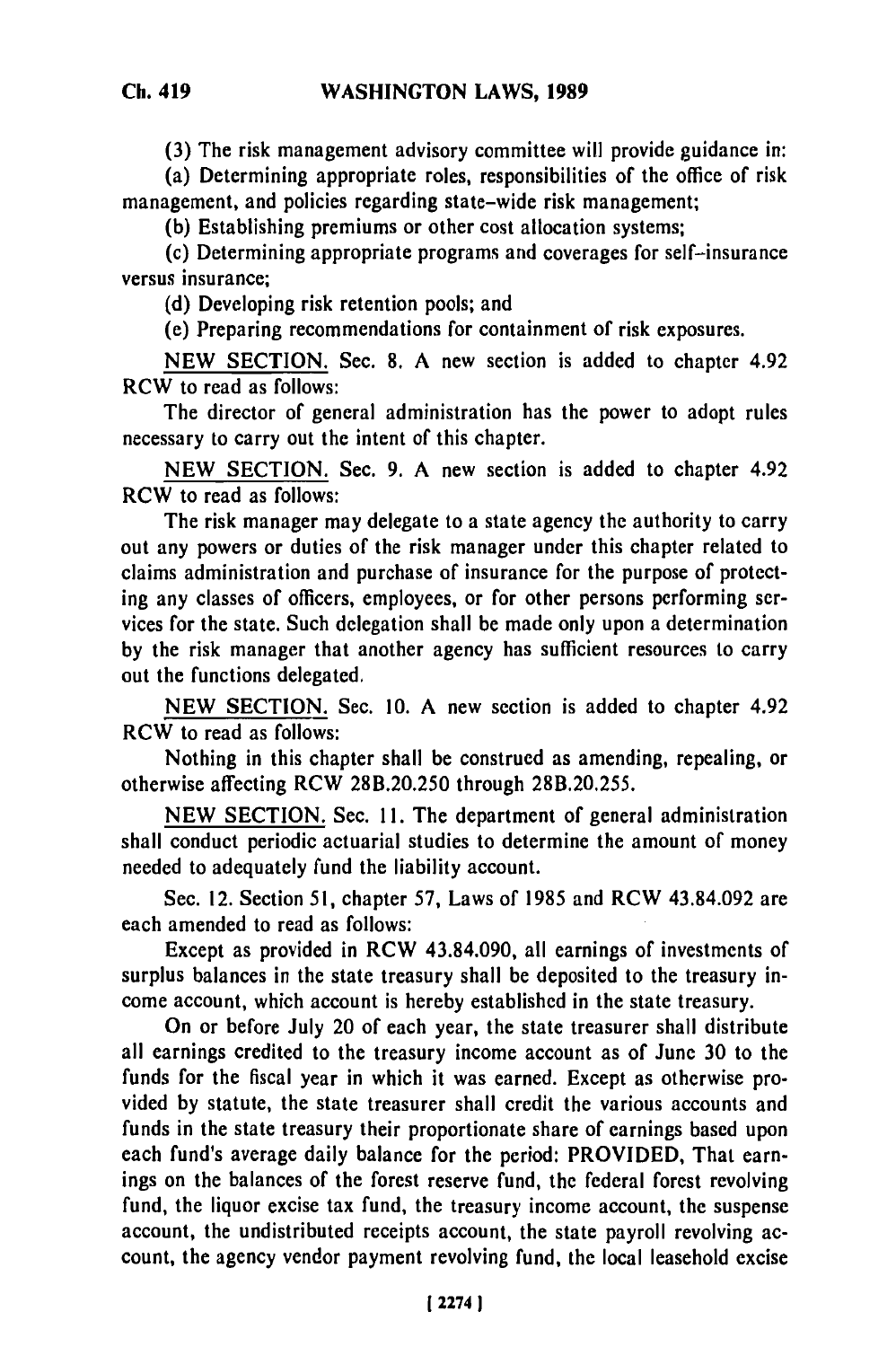(3) The risk management advisory committee will provide guidance in:

(a) Determining appropriate roles, responsibilities of the office of risk management, and policies regarding state-wide risk management;

(b) Establishing premiums or other cost allocation systems;

(c) Determining appropriate programs and coverages for self-insurance versus insurance;

(d) Developing risk retention pools; and

(e) Preparing recommendations for containment of risk exposures.

NEW SECTION. Sec. 8. A new section is added to chapter 4.92 RCW to read as follows:

The director of general administration has the power to adopt rules necessary to carry out the intent of this chapter.

NEW SECTION. Sec. 9. A new section is added to chapter 4.92 RCW to read as follows:

The risk manager may delegate to a state agency the authority to carry out any powers or duties of the risk manager under this chapter related to claims administration and purchase of insurance for the purpose of protecting any classes of officers, employees, or for other persons performing services for the state. Such delegation shall be made only upon a determination by the risk manager that another agency has sufficient resources to carry out the functions delegated.

NEW SECTION. Sec. 10. A new section is added to chapter 4.92 RCW to read as follows:

Nothing in this chapter shall be construed as amending, repealing, or otherwise affecting RCW 28B.20.250 through 28B.20.255.

NEW SECTION. Sec. 11. The department of general administration shall conduct periodic actuarial studies to determine the amount of money needed to adequately fund the liability account.

Sec. 12. Section 51, chapter 57, Laws of 1985 and RCW 43.84.092 are each amended to read as follows:

Except as provided in RCW 43.84.090, all earnings of investments of surplus balances in the state treasury shall be deposited to the treasury income account, which account is hereby established in the state treasury.

On or before July 20 of each year, the state treasurer shall distribute all earnings credited to the treasury income account as of June 30 to the funds for the fiscal year in which it was earned. Except as otherwise provided by statute, the state treasurer shall credit the various accounts and funds in the state treasury their proportionate share of earnings based upon each fund's average daily balance for the period: PROVIDED, That earnings on the balances of the forest reserve fund, the federal forest revolving fund, the liquor excise tax fund, the treasury income account, the suspense account, the undistributed receipts account, the state payroll revolving account, the agency vendor payment revolving fund, the local leasehold excise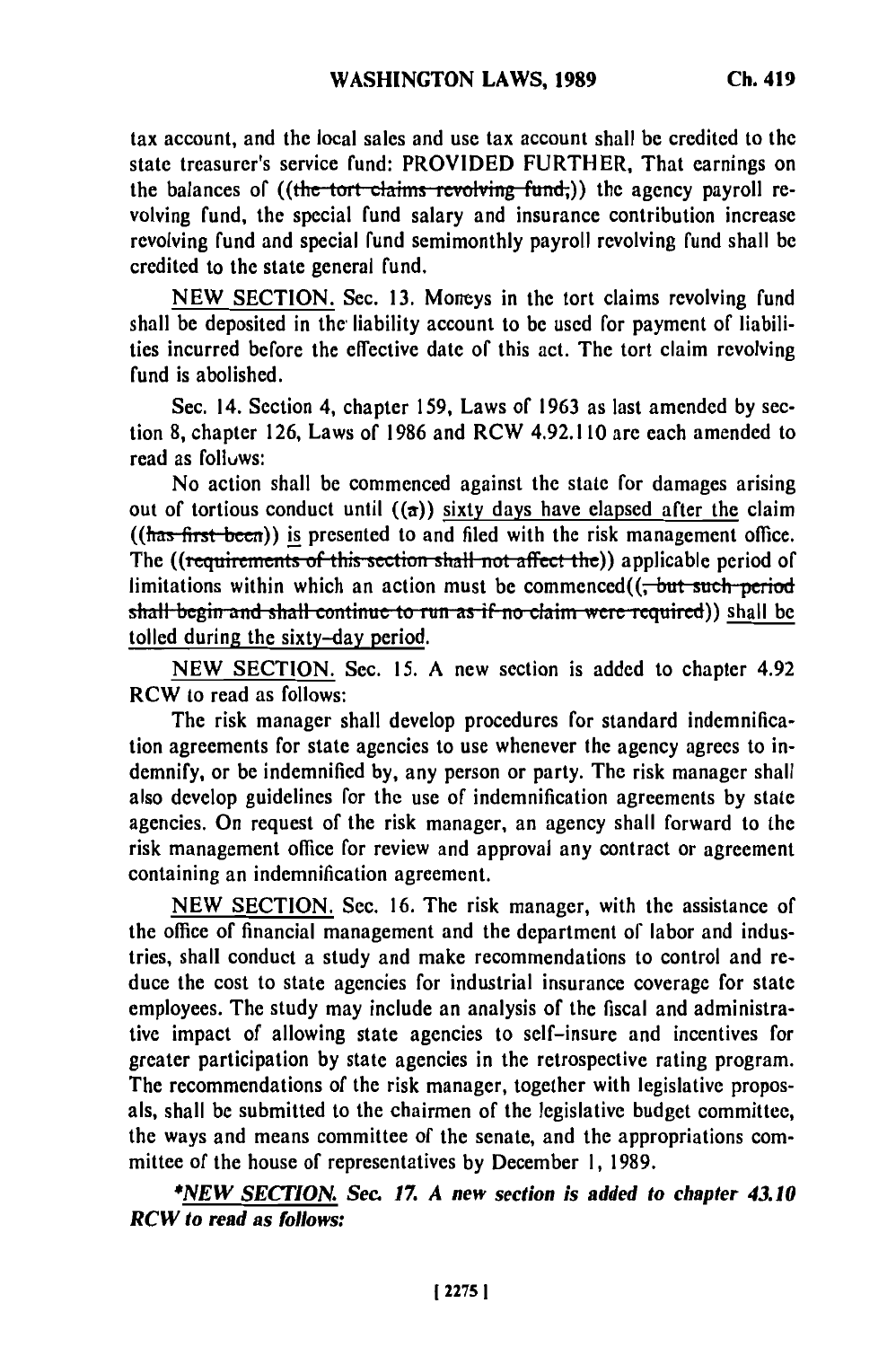tax account, and the local sales and use tax account shall be credited to the state treasurer's service fund: PROVIDED FURTHER, That earnings on the balances of ((~~the tort claims revolving fund,~~)) the agency payroll revolving fund, the special fund salary and insurance contribution increase revolving fund and special fund semimonthly payroll revolving fund shall be credited to the state general fund.

NEW SECTION. Sec. 13. Moneys in the tort claims revolving fund shall be deposited in the liability account to be used for payment of liabilities incurred before the effective date of this act. The tort claim revolving fund is abolished.

Sec. 14. Section 4, chapter 159, Laws of 1963 as last amended by section 8, chapter 126, Laws of 1986 and RCW 4.92.110 are each amended to read as follows:

No action shall be commenced against the state for damages arising out of tortious conduct until ((~~a~~)) sixty days have elapsed after the claim ((~~has first been~~)) is presented to and filed with the risk management office. The ((~~requirements of this section shall not affect the~~)) applicable period of limitations within which an action must be commenced((~~, but such period shall begin and shall continue to run as if no claim were required~~)) shall be tolled during the sixty-day period.

NEW SECTION. Sec. 15. A new section is added to chapter 4.92 RCW to read as follows:

The risk manager shall develop procedures for standard indemnification agreements for state agencies to use whenever the agency agrees to indemnify, or be indemnified by, any person or party. The risk manager shall also develop guidelines for the use of indemnification agreements by state agencies. On request of the risk manager, an agency shall forward to the risk management office for review and approval any contract or agreement containing an indemnification agreement.

NEW SECTION. Sec. 16. The risk manager, with the assistance of the office of financial management and the department of labor and industries, shall conduct a study and make recommendations to control and reduce the cost to state agencies for industrial insurance coverage for state employees. The study may include an analysis of the fiscal and administrative impact of allowing state agencies to self-insure and incentives for greater participation by state agencies in the retrospective rating program. The recommendations of the risk manager, together with legislative proposals, shall be submitted to the chairmen of the legislative budget committee, the ways and means committee of the senate, and the appropriations committee of the house of representatives by December 1, 1989.

***NEW SECTION. Sec. 17. A new section is added to chapter 43.10 RCW to read as follows:***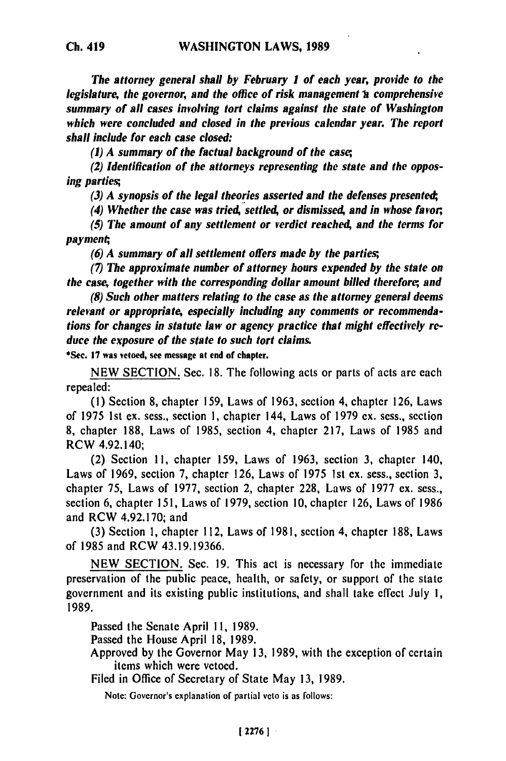*The attorney general shall by February 1 of each year, provide to the legislature, the governor, and the office of risk management a comprehensive summary of all cases involving tort claims against the state of Washington which were concluded and closed in the previous calendar year. The report shall include for each case closed:*

*(1) A summary of the factual background of the case;*

*(2) Identification of the attorneys representing the state and the opposing parties;*

*(3) A synopsis of the legal theories asserted and the defenses presented;*

*(4) Whether the case was tried, settled, or dismissed, and in whose favor;*

*(5) The amount of any settlement or verdict reached, and the terms for payment;*

*(6) A summary of all settlement offers made by the parties;*

*(7) The approximate number of attorney hours expended by the state on the case, together with the corresponding dollar amount billed therefore; and*

*(8) Such other matters relating to the case as the attorney general deems relevant or appropriate, especially including any comments or recommendations for changes in statute law or agency practice that might effectively reduce the exposure of the state to such tort claims.*

***Sec. 17 was vetoed, see message at end of chapter.**

NEW SECTION. Sec. 18. The following acts or parts of acts are each repealed:

(1) Section 8, chapter 159, Laws of 1963, section 4, chapter 126, Laws of 1975 1st ex. sess., section 1, chapter 144, Laws of 1979 ex. sess., section 8, chapter 188, Laws of 1985, section 4, chapter 217, Laws of 1985 and RCW 4.92.140;

(2) Section 11, chapter 159, Laws of 1963, section 3, chapter 140, Laws of 1969, section 7, chapter 126, Laws of 1975 1st ex. sess., section 3, chapter 75, Laws of 1977, section 2, chapter 228, Laws of 1977 ex. sess., section 6, chapter 151, Laws of 1979, section 10, chapter 126, Laws of 1986 and RCW 4.92.170; and

(3) Section 1, chapter 112, Laws of 1981, section 4, chapter 188, Laws of 1985 and RCW 43.19.19366.

NEW SECTION. Sec. 19. This act is necessary for the immediate preservation of the public peace, health, or safety, or support of the state government and its existing public institutions, and shall take effect July 1, 1989.

Passed the Senate April 11, 1989.

Passed the House April 18, 1989.

Approved by the Governor May 13, 1989, with the exception of certain items which were vetoed.

Filed in Office of Secretary of State May 13, 1989.

Note: Governor's explanation of partial veto is as follows: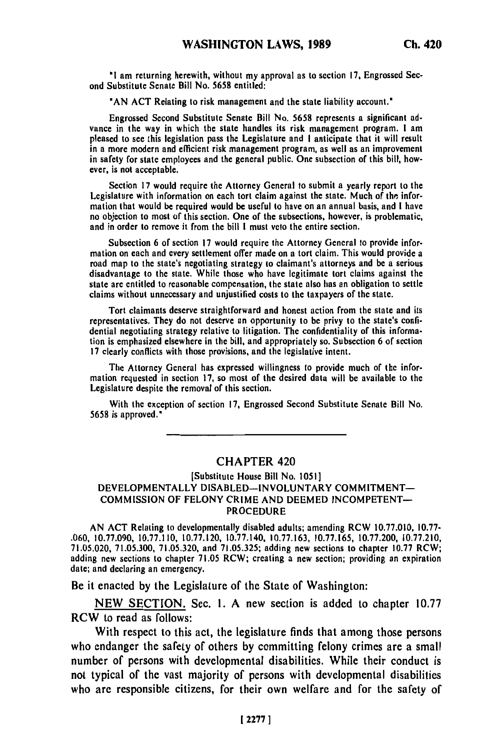"I am returning herewith, without my approval as to section 17, Engrossed Second Substitute Senate Bill No. 5658 entitled:

"AN ACT Relating to risk management and the state liability account."

Engrossed Second Substitute Senate Bill No. 5658 represents a significant advance in the way in which the state handles its risk management program. I am pleased to see this legislation pass the Legislature and I anticipate that it will result in a more modern and efficient risk management program, as well as an improvement in safety for state employees and the general public. One subsection of this bill, however, is not acceptable.

Section 17 would require the Attorney General to submit a yearly report to the Legislature with information on each tort claim against the state. Much of the information that would be required would be useful to have on an annual basis, and I have no objection to most of this section. One of the subsections, however, is problematic, and in order to remove it from the bill I must veto the entire section.

Subsection 6 of section 17 would require the Attorney General to provide information on each and every settlement offer made on a tort claim. This would provide a road map to the state's negotiating strategy to claimant's attorneys and be a serious disadvantage to the state. While those who have legitimate tort claims against the state are entitled to reasonable compensation, the state also has an obligation to settle claims without unnecessary and unjustified costs to the taxpayers of the state.

Tort claimants deserve straightforward and honest action from the state and its representatives. They do not deserve an opportunity to be privy to the state's confidential negotiating strategy relative to litigation. The confidentiality of this information is emphasized elsewhere in the bill, and appropriately so. Subsection 6 of section 17 clearly conflicts with those provisions, and the legislative intent.

The Attorney General has expressed willingness to provide much of the information requested in section 17, so most of the desired data will be available to the Legislature despite the removal of this section.

With the exception of section 17, Engrossed Second Substitute Senate Bill No. 5658 is approved."

---

## CHAPTER 420

[Substitute House Bill No. 1051]

### DEVELOPMENTALLY DISABLED—INVOLUNTARY COMMITMENT—COMMISSION OF FELONY CRIME AND DEEMED INCOMPETENT—PROCEDURE

AN ACT Relating to developmentally disabled adults; amending RCW 10.77.010, 10.77.060, 10.77.090, 10.77.110, 10.77.120, 10.77.140, 10.77.163, 10.77.165, 10.77.200, 10.77.210, 71.05.020, 71.05.300, 71.05.320, and 71.05.325; adding new sections to chapter 10.77 RCW; adding new sections to chapter 71.05 RCW; creating a new section; providing an expiration date; and declaring an emergency.

Be it enacted by the Legislature of the State of Washington:

NEW SECTION. Sec. 1. A new section is added to chapter 10.77 RCW to read as follows:

With respect to this act, the legislature finds that among those persons who endanger the safety of others by committing felony crimes are a small number of persons with developmental disabilities. While their conduct is not typical of the vast majority of persons with developmental disabilities who are responsible citizens, for their own welfare and for the safety of